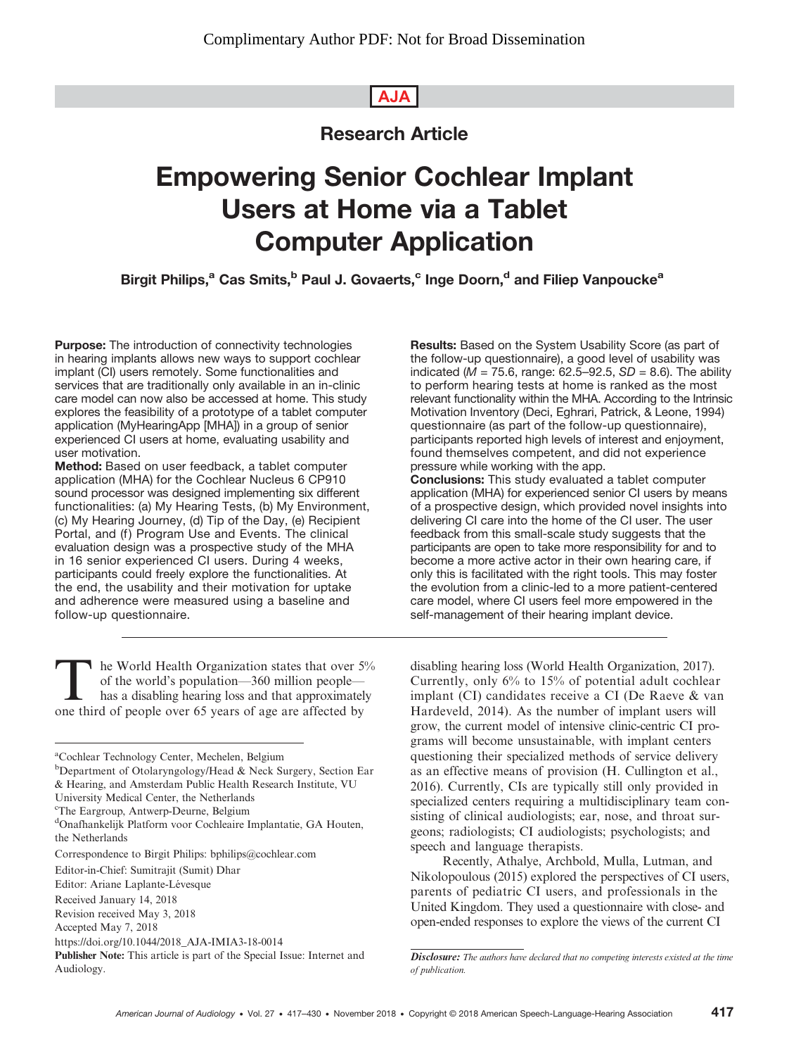Research Article

# Empowering Senior Cochlear Implant Users at Home via a Tablet Computer Application

**Birgit Philips,[a] Cas Smits,[b] Paul J. Govaerts,[c] Inge Doorn,[d] and Filiep Vanpoucke[a]**

**Purpose:** The introduction of connectivity technologies in hearing implants allows new ways to support cochlear implant (CI) users remotely. Some functionalities and services that are traditionally only available in an in-clinic care model can now also be accessed at home. This study explores the feasibility of a prototype of a tablet computer application (MyHearingApp [MHA]) in a group of senior experienced CI users at home, evaluating usability and user motivation.

**Method:** Based on user feedback, a tablet computer application (MHA) for the Cochlear Nucleus 6 CP910 sound processor was designed implementing six different functionalities: (a) My Hearing Tests, (b) My Environment, (c) My Hearing Journey, (d) Tip of the Day, (e) Recipient Portal, and (f) Program Use and Events. The clinical evaluation design was a prospective study of the MHA in 16 senior experienced CI users. During 4 weeks, participants could freely explore the functionalities. At the end, the usability and their motivation for uptake and adherence were measured using a baseline and follow-up questionnaire.

**Results:** Based on the System Usability Score (as part of the follow-up questionnaire), a good level of usability was indicated ($M$ = 75.6, range: 62.5–92.5, $SD$ = 8.6). The ability to perform hearing tests at home is ranked as the most relevant functionality within the MHA. According to the Intrinsic Motivation Inventory (Deci, Eghrari, Patrick, & Leone, 1994) questionnaire (as part of the follow-up questionnaire), participants reported high levels of interest and enjoyment, found themselves competent, and did not experience pressure while working with the app.

**Conclusions:** This study evaluated a tablet computer application (MHA) for experienced senior CI users by means of a prospective design, which provided novel insights into delivering CI care into the home of the CI user. The user feedback from this small-scale study suggests that the participants are open to take more responsibility for and to become a more active actor in their own hearing care, if only this is facilitated with the right tools. This may foster the evolution from a clinic-led to a more patient-centered care model, where CI users feel more empowered in the self-management of their hearing implant device.

The World Health Organization states that over 5% of the world's population—360 million people—has a disabling hearing loss and that approximately one third of people over 65 years of age are affected by disabling hearing loss (World Health Organization, 2017). Currently, only 6% to 15% of potential adult cochlear implant (CI) candidates receive a CI (De Raeve & van Hardeveld, 2014). As the number of implant users will grow, the current model of intensive clinic-centric CI programs will become unsustainable, with implant centers questioning their specialized methods of service delivery as an effective means of provision (H. Cullington et al., 2016). Currently, CIs are typically still only provided in specialized centers requiring a multidisciplinary team consisting of clinical audiologists; ear, nose, and throat surgeons; radiologists; CI audiologists; psychologists; and speech and language therapists.

Recently, Athalye, Archbold, Mulla, Lutman, and Nikolopoulous (2015) explored the perspectives of CI users, parents of pediatric CI users, and professionals in the United Kingdom. They used a questionnaire with close- and open-ended responses to explore the views of the current CI

[a]Cochlear Technology Center, Mechelen, Belgium
[b]Department of Otolaryngology/Head & Neck Surgery, Section Ear & Hearing, and Amsterdam Public Health Research Institute, VU University Medical Center, the Netherlands
[c]The Eargroup, Antwerp-Deurne, Belgium
[d]Onafhankelijk Platform voor Cochleaire Implantatie, GA Houten, the Netherlands

Correspondence to Birgit Philips: bphilips@cochlear.com

Editor-in-Chief: Sumitrajit (Sumit) Dhar
Editor: Ariane Laplante-Lévesque
Received January 14, 2018
Revision received May 3, 2018
Accepted May 7, 2018
https://doi.org/10.1044/2018_AJA-IMIA3-18-0014

**Publisher Note:** This article is part of the Special Issue: Internet and Audiology.

***Disclosure:*** *The authors have declared that no competing interests existed at the time of publication.*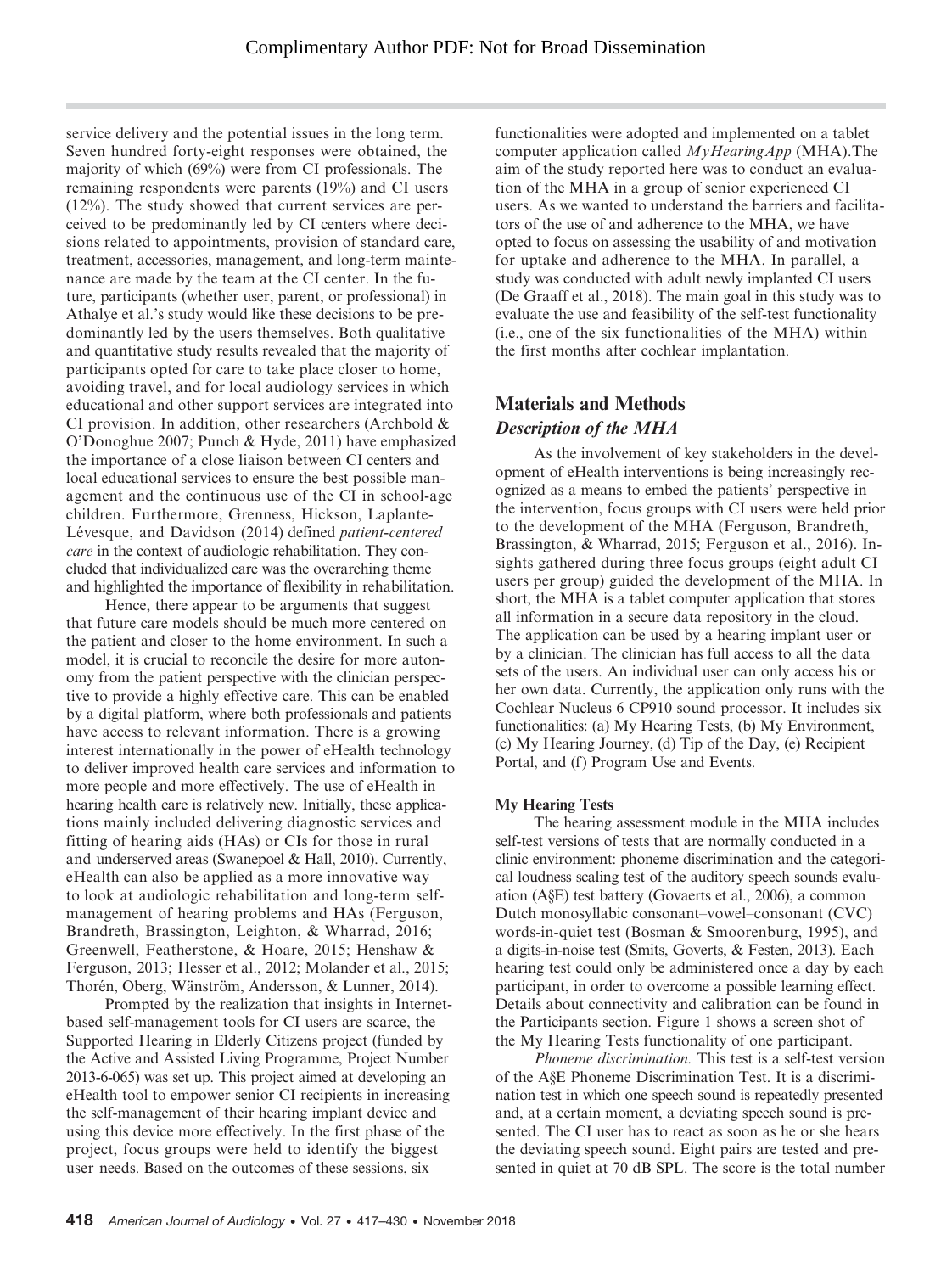service delivery and the potential issues in the long term. Seven hundred forty-eight responses were obtained, the majority of which (69%) were from CI professionals. The remaining respondents were parents (19%) and CI users (12%). The study showed that current services are perceived to be predominantly led by CI centers where decisions related to appointments, provision of standard care, treatment, accessories, management, and long-term maintenance are made by the team at the CI center. In the future, participants (whether user, parent, or professional) in Athalye et al.'s study would like these decisions to be predominantly led by the users themselves. Both qualitative and quantitative study results revealed that the majority of participants opted for care to take place closer to home, avoiding travel, and for local audiology services in which educational and other support services are integrated into CI provision. In addition, other researchers (Archbold & O'Donoghue 2007; Punch & Hyde, 2011) have emphasized the importance of a close liaison between CI centers and local educational services to ensure the best possible management and the continuous use of the CI in school-age children. Furthermore, Grenness, Hickson, Laplante-Lévesque, and Davidson (2014) defined *patient-centered care* in the context of audiologic rehabilitation. They concluded that individualized care was the overarching theme and highlighted the importance of flexibility in rehabilitation.

Hence, there appear to be arguments that suggest that future care models should be much more centered on the patient and closer to the home environment. In such a model, it is crucial to reconcile the desire for more autonomy from the patient perspective with the clinician perspective to provide a highly effective care. This can be enabled by a digital platform, where both professionals and patients have access to relevant information. There is a growing interest internationally in the power of eHealth technology to deliver improved health care services and information to more people and more effectively. The use of eHealth in hearing health care is relatively new. Initially, these applications mainly included delivering diagnostic services and fitting of hearing aids (HAs) or CIs for those in rural and underserved areas (Swanepoel & Hall, 2010). Currently, eHealth can also be applied as a more innovative way to look at audiologic rehabilitation and long-term self-management of hearing problems and HAs (Ferguson, Brandreth, Brassington, Leighton, & Wharrad, 2016; Greenwell, Featherstone, & Hoare, 2015; Henshaw & Ferguson, 2013; Hesser et al., 2012; Molander et al., 2015; Thorén, Oberg, Wänström, Andersson, & Lunner, 2014).

Prompted by the realization that insights in Internet-based self-management tools for CI users are scarce, the Supported Hearing in Elderly Citizens project (funded by the Active and Assisted Living Programme, Project Number 2013-6-065) was set up. This project aimed at developing an eHealth tool to empower senior CI recipients in increasing the self-management of their hearing implant device and using this device more effectively. In the first phase of the project, focus groups were held to identify the biggest user needs. Based on the outcomes of these sessions, six functionalities were adopted and implemented on a tablet computer application called *MyHearingApp* (MHA).The aim of the study reported here was to conduct an evaluation of the MHA in a group of senior experienced CI users. As we wanted to understand the barriers and facilitators of the use of and adherence to the MHA, we have opted to focus on assessing the usability of and motivation for uptake and adherence to the MHA. In parallel, a study was conducted with adult newly implanted CI users (De Graaff et al., 2018). The main goal in this study was to evaluate the use and feasibility of the self-test functionality (i.e., one of the six functionalities of the MHA) within the first months after cochlear implantation.

## Materials and Methods

### *Description of the MHA*

As the involvement of key stakeholders in the development of eHealth interventions is being increasingly recognized as a means to embed the patients' perspective in the intervention, focus groups with CI users were held prior to the development of the MHA (Ferguson, Brandreth, Brassington, & Wharrad, 2015; Ferguson et al., 2016). Insights gathered during three focus groups (eight adult CI users per group) guided the development of the MHA. In short, the MHA is a tablet computer application that stores all information in a secure data repository in the cloud. The application can be used by a hearing implant user or by a clinician. The clinician has full access to all the data sets of the users. An individual user can only access his or her own data. Currently, the application only runs with the Cochlear Nucleus 6 CP910 sound processor. It includes six functionalities: (a) My Hearing Tests, (b) My Environment, (c) My Hearing Journey, (d) Tip of the Day, (e) Recipient Portal, and (f) Program Use and Events.

#### My Hearing Tests

The hearing assessment module in the MHA includes self-test versions of tests that are normally conducted in a clinic environment: phoneme discrimination and the categorical loudness scaling test of the auditory speech sounds evaluation (A§E) test battery (Govaerts et al., 2006), a common Dutch monosyllabic consonant–vowel–consonant (CVC) words-in-quiet test (Bosman & Smoorenburg, 1995), and a digits-in-noise test (Smits, Goverts, & Festen, 2013). Each hearing test could only be administered once a day by each participant, in order to overcome a possible learning effect. Details about connectivity and calibration can be found in the Participants section. Figure 1 shows a screen shot of the My Hearing Tests functionality of one participant.

*Phoneme discrimination.* This test is a self-test version of the A§E Phoneme Discrimination Test. It is a discrimination test in which one speech sound is repeatedly presented and, at a certain moment, a deviating speech sound is presented. The CI user has to react as soon as he or she hears the deviating speech sound. Eight pairs are tested and presented in quiet at 70 dB SPL. The score is the total number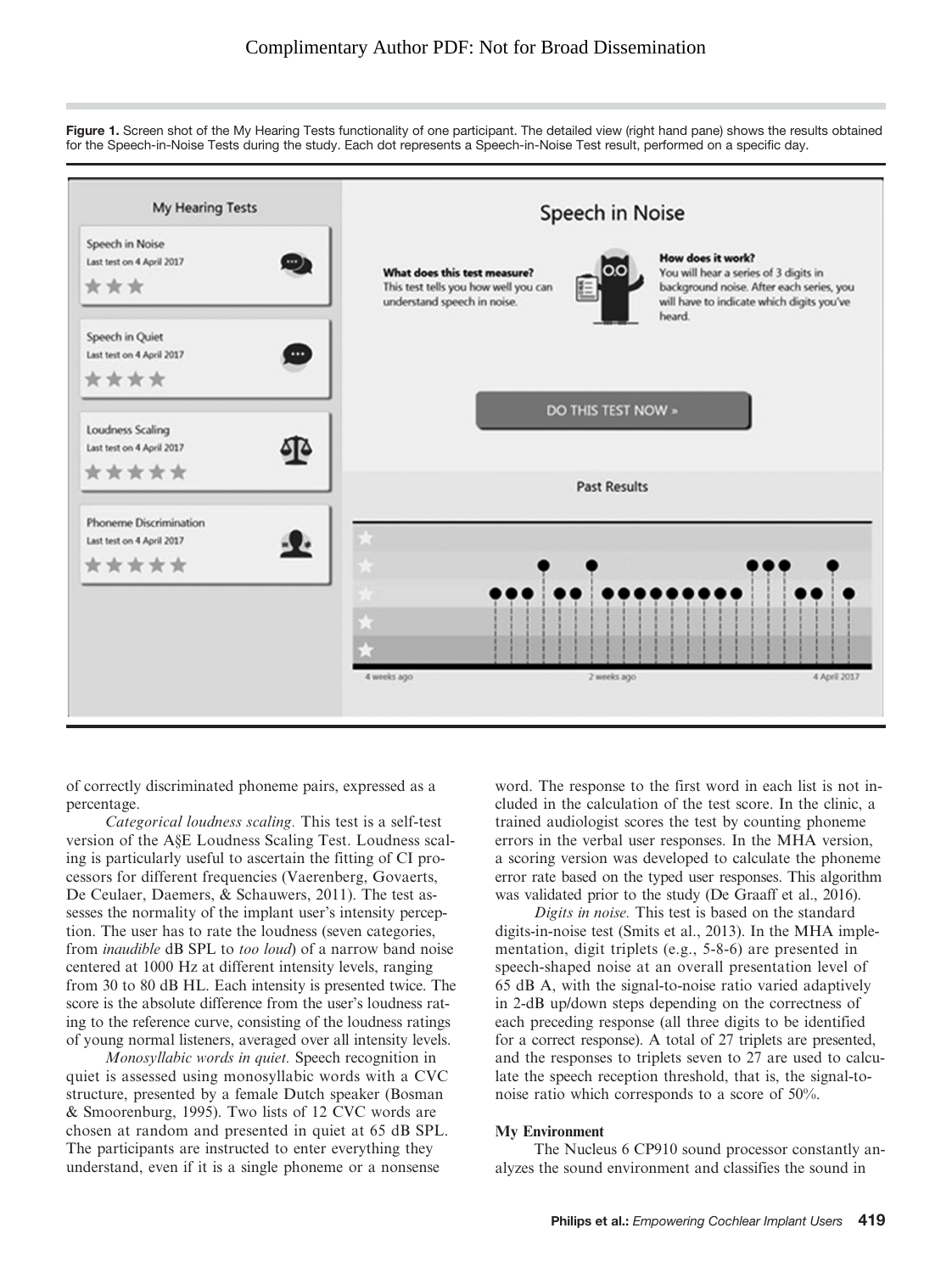**Figure 1.** Screen shot of the My Hearing Tests functionality of one participant. The detailed view (right hand pane) shows the results obtained for the Speech-in-Noise Tests during the study. Each dot represents a Speech-in-Noise Test result, performed on a specific day.

of correctly discriminated phoneme pairs, expressed as a percentage.

*Categorical loudness scaling.* This test is a self-test version of the A§E Loudness Scaling Test. Loudness scaling is particularly useful to ascertain the fitting of CI processors for different frequencies (Vaerenberg, Govaerts, De Ceulaer, Daemers, & Schauwers, 2011). The test assesses the normality of the implant user's intensity perception. The user has to rate the loudness (seven categories, from *inaudible* dB SPL to *too loud*) of a narrow band noise centered at 1000 Hz at different intensity levels, ranging from 30 to 80 dB HL. Each intensity is presented twice. The score is the absolute difference from the user's loudness rating to the reference curve, consisting of the loudness ratings of young normal listeners, averaged over all intensity levels.

*Monosyllabic words in quiet.* Speech recognition in quiet is assessed using monosyllabic words with a CVC structure, presented by a female Dutch speaker (Bosman & Smoorenburg, 1995). Two lists of 12 CVC words are chosen at random and presented in quiet at 65 dB SPL. The participants are instructed to enter everything they understand, even if it is a single phoneme or a nonsense word. The response to the first word in each list is not included in the calculation of the test score. In the clinic, a trained audiologist scores the test by counting phoneme errors in the verbal user responses. In the MHA version, a scoring version was developed to calculate the phoneme error rate based on the typed user responses. This algorithm was validated prior to the study (De Graaff et al., 2016).

*Digits in noise.* This test is based on the standard digits-in-noise test (Smits et al., 2013). In the MHA implementation, digit triplets (e.g., 5-8-6) are presented in speech-shaped noise at an overall presentation level of 65 dB A, with the signal-to-noise ratio varied adaptively in 2-dB up/down steps depending on the correctness of each preceding response (all three digits to be identified for a correct response). A total of 27 triplets are presented, and the responses to triplets seven to 27 are used to calculate the speech reception threshold, that is, the signal-to-noise ratio which corresponds to a score of 50%.

### My Environment

The Nucleus 6 CP910 sound processor constantly analyzes the sound environment and classifies the sound in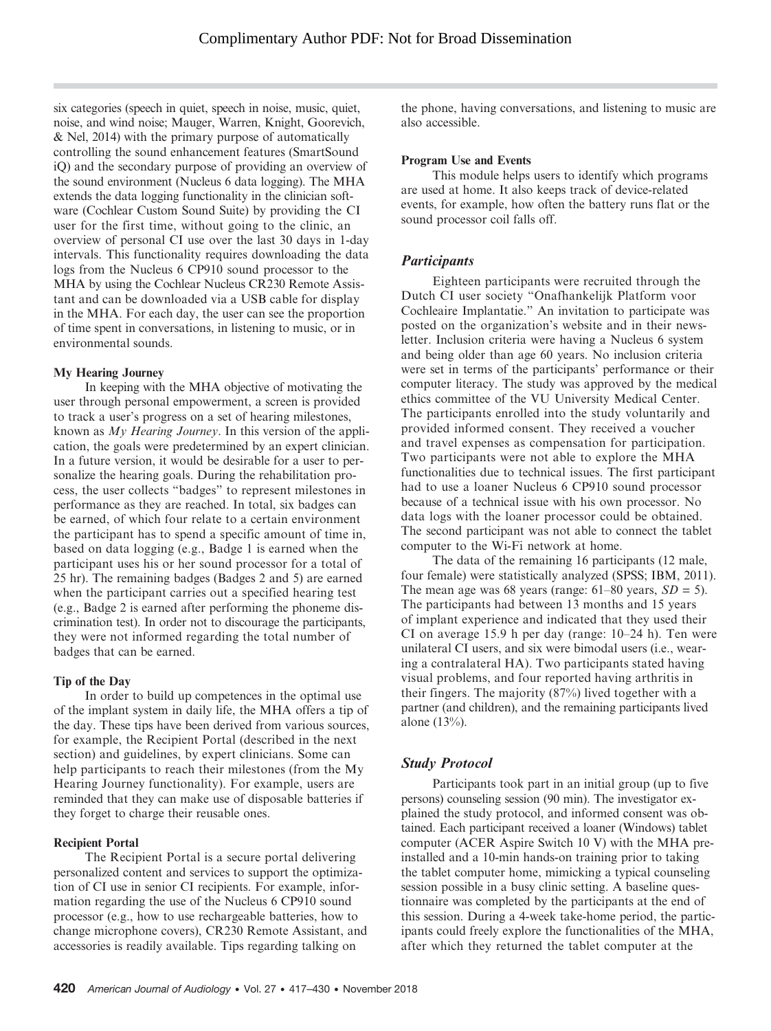six categories (speech in quiet, speech in noise, music, quiet, noise, and wind noise; Mauger, Warren, Knight, Goorevich, & Nel, 2014) with the primary purpose of automatically controlling the sound enhancement features (SmartSound iQ) and the secondary purpose of providing an overview of the sound environment (Nucleus 6 data logging). The MHA extends the data logging functionality in the clinician software (Cochlear Custom Sound Suite) by providing the CI user for the first time, without going to the clinic, an overview of personal CI use over the last 30 days in 1-day intervals. This functionality requires downloading the data logs from the Nucleus 6 CP910 sound processor to the MHA by using the Cochlear Nucleus CR230 Remote Assistant and can be downloaded via a USB cable for display in the MHA. For each day, the user can see the proportion of time spent in conversations, in listening to music, or in environmental sounds.

#### My Hearing Journey

In keeping with the MHA objective of motivating the user through personal empowerment, a screen is provided to track a user's progress on a set of hearing milestones, known as *My Hearing Journey*. In this version of the application, the goals were predetermined by an expert clinician. In a future version, it would be desirable for a user to personalize the hearing goals. During the rehabilitation process, the user collects "badges" to represent milestones in performance as they are reached. In total, six badges can be earned, of which four relate to a certain environment the participant has to spend a specific amount of time in, based on data logging (e.g., Badge 1 is earned when the participant uses his or her sound processor for a total of 25 hr). The remaining badges (Badges 2 and 5) are earned when the participant carries out a specified hearing test (e.g., Badge 2 is earned after performing the phoneme discrimination test). In order not to discourage the participants, they were not informed regarding the total number of badges that can be earned.

#### Tip of the Day

In order to build up competences in the optimal use of the implant system in daily life, the MHA offers a tip of the day. These tips have been derived from various sources, for example, the Recipient Portal (described in the next section) and guidelines, by expert clinicians. Some can help participants to reach their milestones (from the My Hearing Journey functionality). For example, users are reminded that they can make use of disposable batteries if they forget to charge their reusable ones.

#### Recipient Portal

The Recipient Portal is a secure portal delivering personalized content and services to support the optimization of CI use in senior CI recipients. For example, information regarding the use of the Nucleus 6 CP910 sound processor (e.g., how to use rechargeable batteries, how to change microphone covers), CR230 Remote Assistant, and accessories is readily available. Tips regarding talking on the phone, having conversations, and listening to music are also accessible.

#### Program Use and Events

This module helps users to identify which programs are used at home. It also keeps track of device-related events, for example, how often the battery runs flat or the sound processor coil falls off.

### *Participants*

Eighteen participants were recruited through the Dutch CI user society "Onafhankelijk Platform voor Cochleaire Implantatie." An invitation to participate was posted on the organization's website and in their newsletter. Inclusion criteria were having a Nucleus 6 system and being older than age 60 years. No inclusion criteria were set in terms of the participants' performance or their computer literacy. The study was approved by the medical ethics committee of the VU University Medical Center. The participants enrolled into the study voluntarily and provided informed consent. They received a voucher and travel expenses as compensation for participation. Two participants were not able to explore the MHA functionalities due to technical issues. The first participant had to use a loaner Nucleus 6 CP910 sound processor because of a technical issue with his own processor. No data logs with the loaner processor could be obtained. The second participant was not able to connect the tablet computer to the Wi-Fi network at home.

The data of the remaining 16 participants (12 male, four female) were statistically analyzed (SPSS; IBM, 2011). The mean age was 68 years (range: 61–80 years, $SD = 5$). The participants had between 13 months and 15 years of implant experience and indicated that they used their CI on average 15.9 h per day (range: 10–24 h). Ten were unilateral CI users, and six were bimodal users (i.e., wearing a contralateral HA). Two participants stated having visual problems, and four reported having arthritis in their fingers. The majority (87%) lived together with a partner (and children), and the remaining participants lived alone (13%).

### *Study Protocol*

Participants took part in an initial group (up to five persons) counseling session (90 min). The investigator explained the study protocol, and informed consent was obtained. Each participant received a loaner (Windows) tablet computer (ACER Aspire Switch 10 V) with the MHA preinstalled and a 10-min hands-on training prior to taking the tablet computer home, mimicking a typical counseling session possible in a busy clinic setting. A baseline questionnaire was completed by the participants at the end of this session. During a 4-week take-home period, the participants could freely explore the functionalities of the MHA, after which they returned the tablet computer at the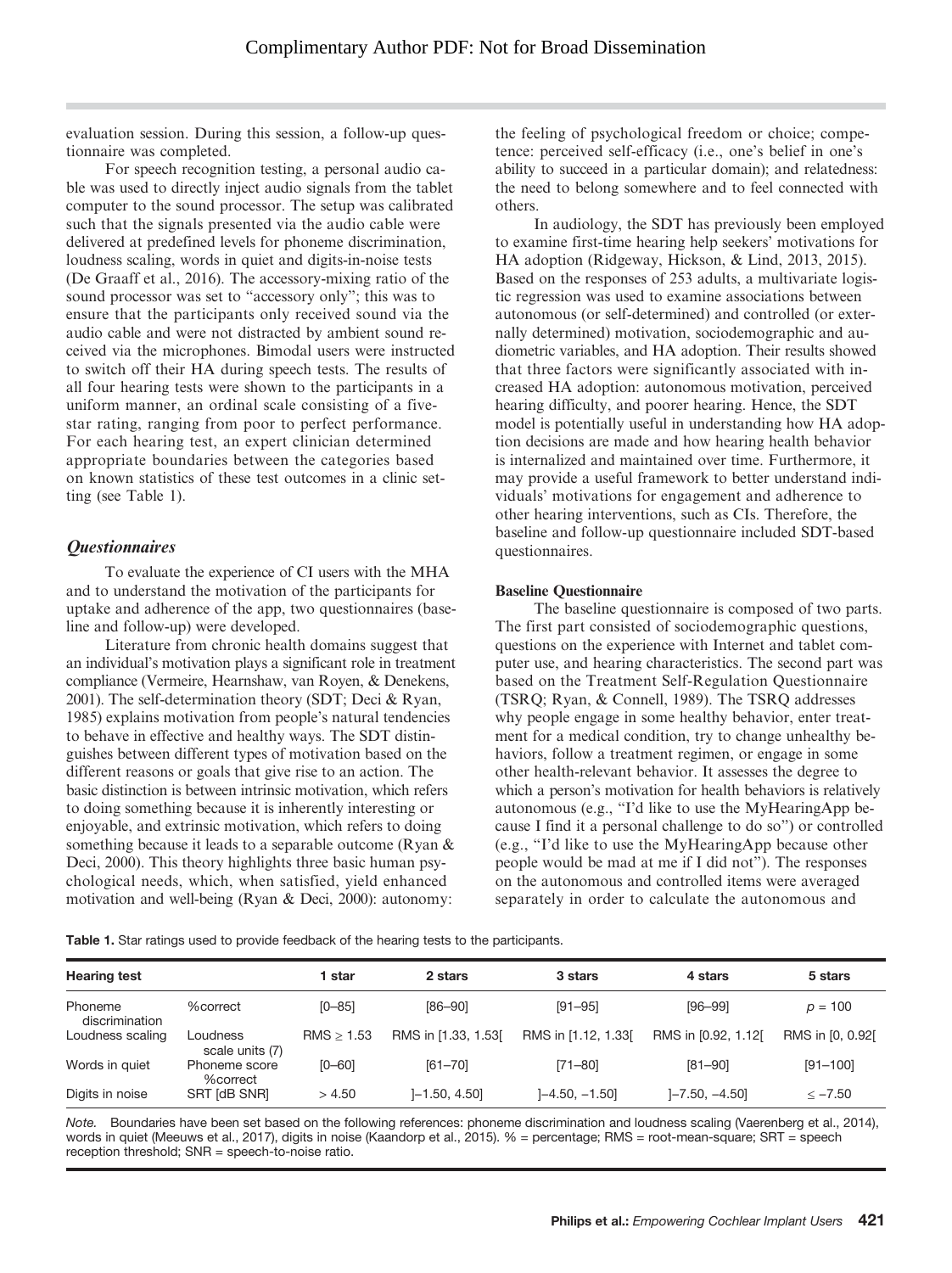evaluation session. During this session, a follow-up questionnaire was completed.

For speech recognition testing, a personal audio cable was used to directly inject audio signals from the tablet computer to the sound processor. The setup was calibrated such that the signals presented via the audio cable were delivered at predefined levels for phoneme discrimination, loudness scaling, words in quiet and digits-in-noise tests (De Graaff et al., 2016). The accessory-mixing ratio of the sound processor was set to "accessory only"; this was to ensure that the participants only received sound via the audio cable and were not distracted by ambient sound received via the microphones. Bimodal users were instructed to switch off their HA during speech tests. The results of all four hearing tests were shown to the participants in a uniform manner, an ordinal scale consisting of a five-star rating, ranging from poor to perfect performance. For each hearing test, an expert clinician determined appropriate boundaries between the categories based on known statistics of these test outcomes in a clinic setting (see Table 1).

### *Questionnaires*

To evaluate the experience of CI users with the MHA and to understand the motivation of the participants for uptake and adherence of the app, two questionnaires (baseline and follow-up) were developed.

Literature from chronic health domains suggest that an individual's motivation plays a significant role in treatment compliance (Vermeire, Hearnshaw, van Royen, & Denekens, 2001). The self-determination theory (SDT; Deci & Ryan, 1985) explains motivation from people's natural tendencies to behave in effective and healthy ways. The SDT distinguishes between different types of motivation based on the different reasons or goals that give rise to an action. The basic distinction is between intrinsic motivation, which refers to doing something because it is inherently interesting or enjoyable, and extrinsic motivation, which refers to doing something because it leads to a separable outcome (Ryan & Deci, 2000). This theory highlights three basic human psychological needs, which, when satisfied, yield enhanced motivation and well-being (Ryan & Deci, 2000): autonomy: the feeling of psychological freedom or choice; competence: perceived self-efficacy (i.e., one's belief in one's ability to succeed in a particular domain); and relatedness: the need to belong somewhere and to feel connected with others.

In audiology, the SDT has previously been employed to examine first-time hearing help seekers' motivations for HA adoption (Ridgeway, Hickson, & Lind, 2013, 2015). Based on the responses of 253 adults, a multivariate logistic regression was used to examine associations between autonomous (or self-determined) and controlled (or externally determined) motivation, sociodemographic and audiometric variables, and HA adoption. Their results showed that three factors were significantly associated with increased HA adoption: autonomous motivation, perceived hearing difficulty, and poorer hearing. Hence, the SDT model is potentially useful in understanding how HA adoption decisions are made and how hearing health behavior is internalized and maintained over time. Furthermore, it may provide a useful framework to better understand individuals' motivations for engagement and adherence to other hearing interventions, such as CIs. Therefore, the baseline and follow-up questionnaire included SDT-based questionnaires.

#### **Baseline Questionnaire**

The baseline questionnaire is composed of two parts. The first part consisted of sociodemographic questions, questions on the experience with Internet and tablet computer use, and hearing characteristics. The second part was based on the Treatment Self-Regulation Questionnaire (TSRQ; Ryan, & Connell, 1989). The TSRQ addresses why people engage in some healthy behavior, enter treatment for a medical condition, try to change unhealthy behaviors, follow a treatment regimen, or engage in some other health-relevant behavior. It assesses the degree to which a person's motivation for health behaviors is relatively autonomous (e.g., "I'd like to use the MyHearingApp because I find it a personal challenge to do so") or controlled (e.g., "I'd like to use the MyHearingApp because other people would be mad at me if I did not"). The responses on the autonomous and controlled items were averaged separately in order to calculate the autonomous and

**Table 1.** Star ratings used to provide feedback of the hearing tests to the participants.

| Hearing test | | 1 star | 2 stars | 3 stars | 4 stars | 5 stars |
|---|---|---|---|---|---|---|
| Phoneme discrimination | %correct | [0–85] | [86–90] | [91–95] | [96–99] | $p = 100$ |
| Loudness scaling | Loudness scale units (7) | RMS ≥ 1.53 | RMS in [1.33, 1.53[ | RMS in [1.12, 1.33[ | RMS in [0.92, 1.12[ | RMS in [0, 0.92[ |
| Words in quiet | Phoneme score %correct | [0–60] | [61–70] | [71–80] | [81–90] | [91–100] |
| Digits in noise | SRT [dB SNR] | > 4.50 | ]–1.50, 4.50] | ]–4.50, –1.50] | ]–7.50, –4.50] | ≤ –7.50 |

*Note.* Boundaries have been set based on the following references: phoneme discrimination and loudness scaling (Vaerenberg et al., 2014), words in quiet (Meeuws et al., 2017), digits in noise (Kaandorp et al., 2015). % = percentage; RMS = root-mean-square; SRT = speech reception threshold; SNR = speech-to-noise ratio.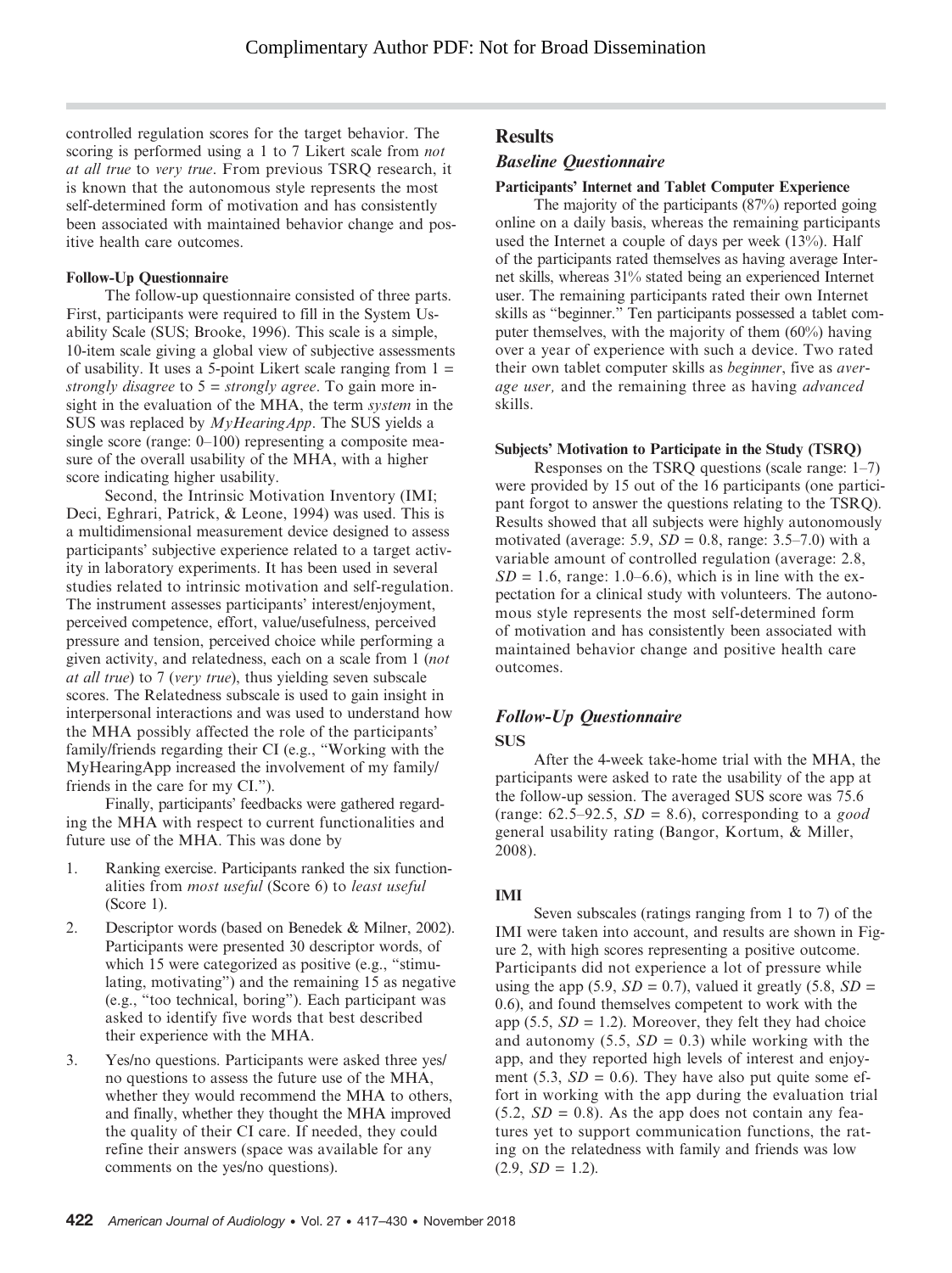controlled regulation scores for the target behavior. The scoring is performed using a 1 to 7 Likert scale from *not at all true* to *very true*. From previous TSRQ research, it is known that the autonomous style represents the most self-determined form of motivation and has consistently been associated with maintained behavior change and positive health care outcomes.

#### Follow-Up Questionnaire

The follow-up questionnaire consisted of three parts. First, participants were required to fill in the System Usability Scale (SUS; Brooke, 1996). This scale is a simple, 10-item scale giving a global view of subjective assessments of usability. It uses a 5-point Likert scale ranging from 1 = *strongly disagree* to 5 = *strongly agree*. To gain more insight in the evaluation of the MHA, the term *system* in the SUS was replaced by *MyHearingApp*. The SUS yields a single score (range: 0–100) representing a composite measure of the overall usability of the MHA, with a higher score indicating higher usability.

Second, the Intrinsic Motivation Inventory (IMI; Deci, Eghrari, Patrick, & Leone, 1994) was used. This is a multidimensional measurement device designed to assess participants' subjective experience related to a target activity in laboratory experiments. It has been used in several studies related to intrinsic motivation and self-regulation. The instrument assesses participants' interest/enjoyment, perceived competence, effort, value/usefulness, perceived pressure and tension, perceived choice while performing a given activity, and relatedness, each on a scale from 1 (*not at all true*) to 7 (*very true*), thus yielding seven subscale scores. The Relatedness subscale is used to gain insight in interpersonal interactions and was used to understand how the MHA possibly affected the role of the participants' family/friends regarding their CI (e.g., "Working with the MyHearingApp increased the involvement of my family/friends in the care for my CI.").

Finally, participants' feedbacks were gathered regarding the MHA with respect to current functionalities and future use of the MHA. This was done by

1. Ranking exercise. Participants ranked the six functionalities from *most useful* (Score 6) to *least useful* (Score 1).
2. Descriptor words (based on Benedek & Milner, 2002). Participants were presented 30 descriptor words, of which 15 were categorized as positive (e.g., "stimulating, motivating") and the remaining 15 as negative (e.g., "too technical, boring"). Each participant was asked to identify five words that best described their experience with the MHA.
3. Yes/no questions. Participants were asked three yes/no questions to assess the future use of the MHA, whether they would recommend the MHA to others, and finally, whether they thought the MHA improved the quality of their CI care. If needed, they could refine their answers (space was available for any comments on the yes/no questions).

## Results

### Baseline Questionnaire

#### Participants' Internet and Tablet Computer Experience

The majority of the participants (87%) reported going online on a daily basis, whereas the remaining participants used the Internet a couple of days per week (13%). Half of the participants rated themselves as having average Internet skills, whereas 31% stated being an experienced Internet user. The remaining participants rated their own Internet skills as "beginner." Ten participants possessed a tablet computer themselves, with the majority of them (60%) having over a year of experience with such a device. Two rated their own tablet computer skills as *beginner*, five as *average user,* and the remaining three as having *advanced* skills.

#### Subjects' Motivation to Participate in the Study (TSRQ)

Responses on the TSRQ questions (scale range: 1–7) were provided by 15 out of the 16 participants (one participant forgot to answer the questions relating to the TSRQ). Results showed that all subjects were highly autonomously motivated (average: 5.9, $SD$ = 0.8, range: 3.5–7.0) with a variable amount of controlled regulation (average: 2.8, $SD$ = 1.6, range: 1.0–6.6), which is in line with the expectation for a clinical study with volunteers. The autonomous style represents the most self-determined form of motivation and has consistently been associated with maintained behavior change and positive health care outcomes.

### Follow-Up Questionnaire

#### SUS

After the 4-week take-home trial with the MHA, the participants were asked to rate the usability of the app at the follow-up session. The averaged SUS score was 75.6 (range: 62.5–92.5, $SD$ = 8.6), corresponding to a *good* general usability rating (Bangor, Kortum, & Miller, 2008).

#### IMI

Seven subscales (ratings ranging from 1 to 7) of the IMI were taken into account, and results are shown in Figure 2, with high scores representing a positive outcome. Participants did not experience a lot of pressure while using the app (5.9, $SD$ = 0.7), valued it greatly (5.8, $SD$ = 0.6), and found themselves competent to work with the app (5.5, $SD$ = 1.2). Moreover, they felt they had choice and autonomy (5.5, $SD$ = 0.3) while working with the app, and they reported high levels of interest and enjoyment (5.3, $SD$ = 0.6). They have also put quite some effort in working with the app during the evaluation trial (5.2, $SD$ = 0.8). As the app does not contain any features yet to support communication functions, the rating on the relatedness with family and friends was low (2.9, $SD$ = 1.2).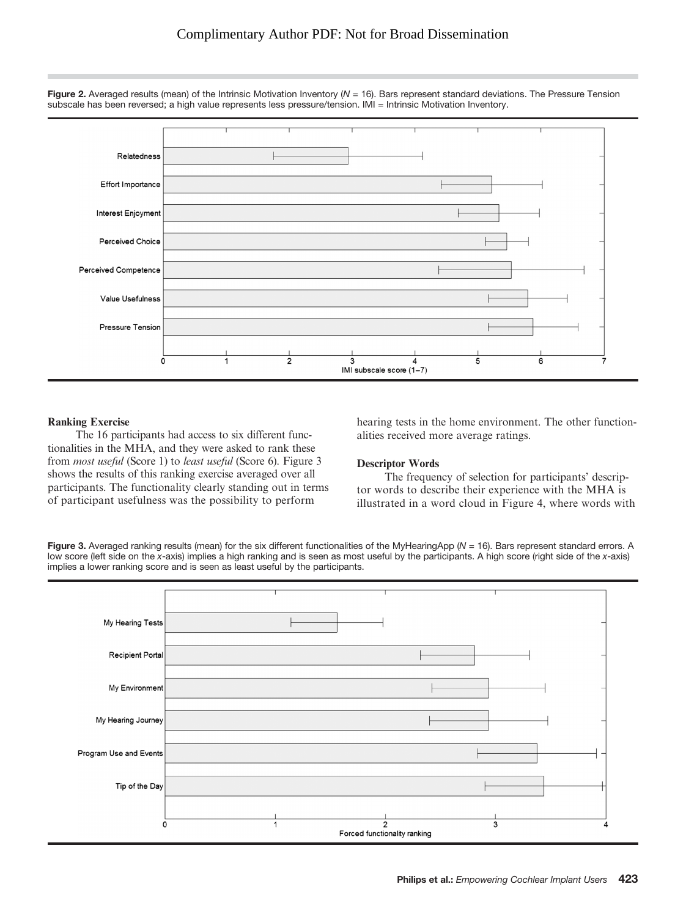Complimentary Author PDF: Not for Broad Dissemination

**Figure 2.** Averaged results (mean) of the Intrinsic Motivation Inventory ($N$ = 16). Bars represent standard deviations. The Pressure Tension subscale has been reversed; a high value represents less pressure/tension. IMI = Intrinsic Motivation Inventory.

**Ranking Exercise**

The 16 participants had access to six different functionalities in the MHA, and they were asked to rank these from *most useful* (Score 1) to *least useful* (Score 6). Figure 3 shows the results of this ranking exercise averaged over all participants. The functionality clearly standing out in terms of participant usefulness was the possibility to perform hearing tests in the home environment. The other functionalities received more average ratings.

**Descriptor Words**

The frequency of selection for participants' descriptor words to describe their experience with the MHA is illustrated in a word cloud in Figure 4, where words with

**Figure 3.** Averaged ranking results (mean) for the six different functionalities of the MyHearingApp ($N$ = 16). Bars represent standard errors. A low score (left side on the $x$-axis) implies a high ranking and is seen as most useful by the participants. A high score (right side of the $x$-axis) implies a lower ranking score and is seen as least useful by the participants.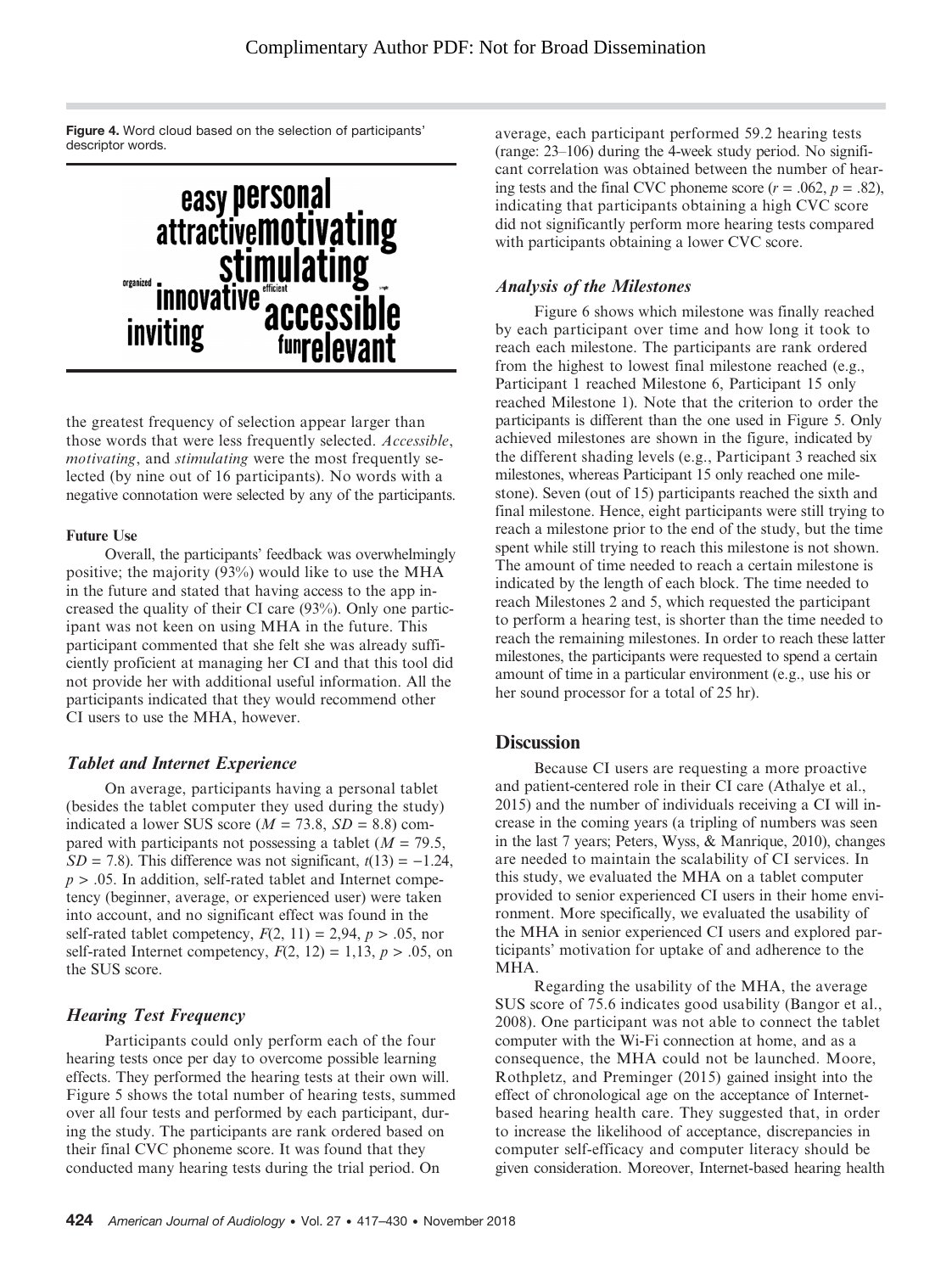**Figure 4.** Word cloud based on the selection of participants' descriptor words.

the greatest frequency of selection appear larger than those words that were less frequently selected. *Accessible*, *motivating*, and *stimulating* were the most frequently selected (by nine out of 16 participants). No words with a negative connotation were selected by any of the participants.

**Future Use**

Overall, the participants' feedback was overwhelmingly positive; the majority (93%) would like to use the MHA in the future and stated that having access to the app increased the quality of their CI care (93%). Only one participant was not keen on using MHA in the future. This participant commented that she felt she was already sufficiently proficient at managing her CI and that this tool did not provide her with additional useful information. All the participants indicated that they would recommend other CI users to use the MHA, however.

### Tablet and Internet Experience

On average, participants having a personal tablet (besides the tablet computer they used during the study) indicated a lower SUS score ($M$ = 73.8, $SD$ = 8.8) compared with participants not possessing a tablet ($M$ = 79.5, $SD$ = 7.8). This difference was not significant, $t(13) = -1.24$, $p > .05$. In addition, self-rated tablet and Internet competency (beginner, average, or experienced user) were taken into account, and no significant effect was found in the self-rated tablet competency, $F(2, 11)$ = 2,94, $p > .05$, nor self-rated Internet competency, $F(2, 12)$ = 1,13, $p > .05$, on the SUS score.

### Hearing Test Frequency

Participants could only perform each of the four hearing tests once per day to overcome possible learning effects. They performed the hearing tests at their own will. Figure 5 shows the total number of hearing tests, summed over all four tests and performed by each participant, during the study. The participants are rank ordered based on their final CVC phoneme score. It was found that they conducted many hearing tests during the trial period. On average, each participant performed 59.2 hearing tests (range: 23–106) during the 4-week study period. No significant correlation was obtained between the number of hearing tests and the final CVC phoneme score ($r$ = .062, $p$ = .82), indicating that participants obtaining a high CVC score did not significantly perform more hearing tests compared with participants obtaining a lower CVC score.

### Analysis of the Milestones

Figure 6 shows which milestone was finally reached by each participant over time and how long it took to reach each milestone. The participants are rank ordered from the highest to lowest final milestone reached (e.g., Participant 1 reached Milestone 6, Participant 15 only reached Milestone 1). Note that the criterion to order the participants is different than the one used in Figure 5. Only achieved milestones are shown in the figure, indicated by the different shading levels (e.g., Participant 3 reached six milestones, whereas Participant 15 only reached one milestone). Seven (out of 15) participants reached the sixth and final milestone. Hence, eight participants were still trying to reach a milestone prior to the end of the study, but the time spent while still trying to reach this milestone is not shown. The amount of time needed to reach a certain milestone is indicated by the length of each block. The time needed to reach Milestones 2 and 5, which requested the participant to perform a hearing test, is shorter than the time needed to reach the remaining milestones. In order to reach these latter milestones, the participants were requested to spend a certain amount of time in a particular environment (e.g., use his or her sound processor for a total of 25 hr).

## Discussion

Because CI users are requesting a more proactive and patient-centered role in their CI care (Athalye et al., 2015) and the number of individuals receiving a CI will increase in the coming years (a tripling of numbers was seen in the last 7 years; Peters, Wyss, & Manrique, 2010), changes are needed to maintain the scalability of CI services. In this study, we evaluated the MHA on a tablet computer provided to senior experienced CI users in their home environment. More specifically, we evaluated the usability of the MHA in senior experienced CI users and explored participants' motivation for uptake of and adherence to the MHA.

Regarding the usability of the MHA, the average SUS score of 75.6 indicates good usability (Bangor et al., 2008). One participant was not able to connect the tablet computer with the Wi-Fi connection at home, and as a consequence, the MHA could not be launched. Moore, Rothpletz, and Preminger (2015) gained insight into the effect of chronological age on the acceptance of Internet-based hearing health care. They suggested that, in order to increase the likelihood of acceptance, discrepancies in computer self-efficacy and computer literacy should be given consideration. Moreover, Internet-based hearing health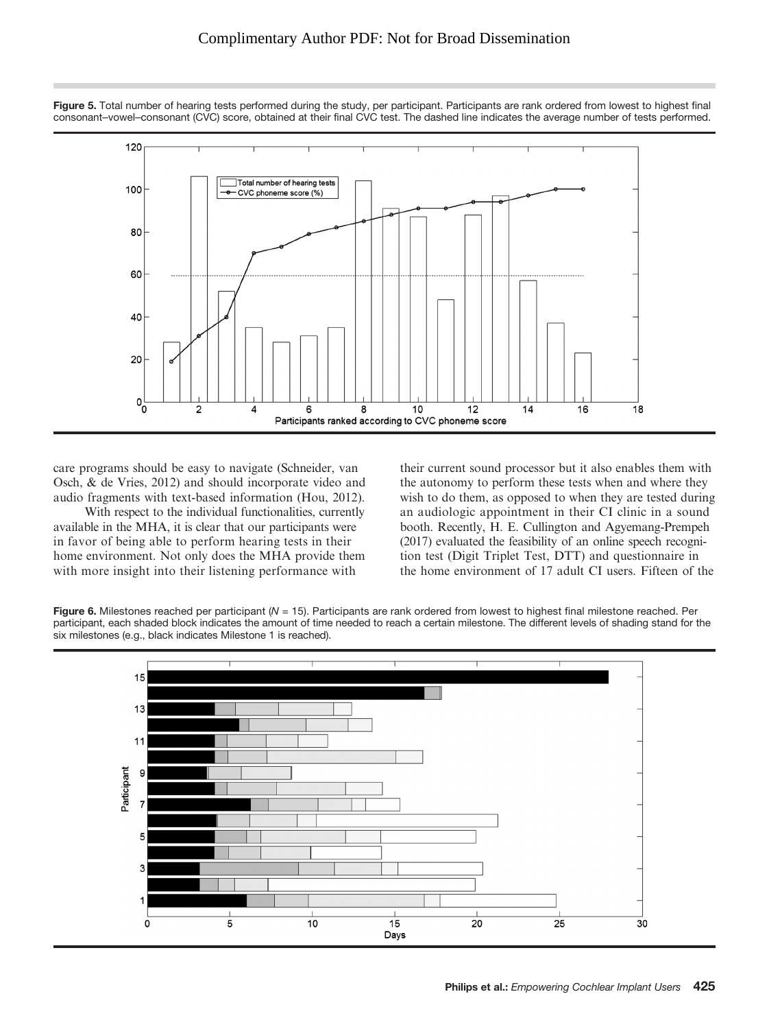Figure 5. Total number of hearing tests performed during the study, per participant. Participants are rank ordered from lowest to highest final consonant–vowel–consonant (CVC) score, obtained at their final CVC test. The dashed line indicates the average number of tests performed.

care programs should be easy to navigate (Schneider, van Osch, & de Vries, 2012) and should incorporate video and audio fragments with text-based information (Hou, 2012).

With respect to the individual functionalities, currently available in the MHA, it is clear that our participants were in favor of being able to perform hearing tests in their home environment. Not only does the MHA provide them with more insight into their listening performance with their current sound processor but it also enables them with the autonomy to perform these tests when and where they wish to do them, as opposed to when they are tested during an audiologic appointment in their CI clinic in a sound booth. Recently, H. E. Cullington and Agyemang-Prempeh (2017) evaluated the feasibility of an online speech recognition test (Digit Triplet Test, DTT) and questionnaire in the home environment of 17 adult CI users. Fifteen of the

Figure 6. Milestones reached per participant ($N$ = 15). Participants are rank ordered from lowest to highest final milestone reached. Per participant, each shaded block indicates the amount of time needed to reach a certain milestone. The different levels of shading stand for the six milestones (e.g., black indicates Milestone 1 is reached).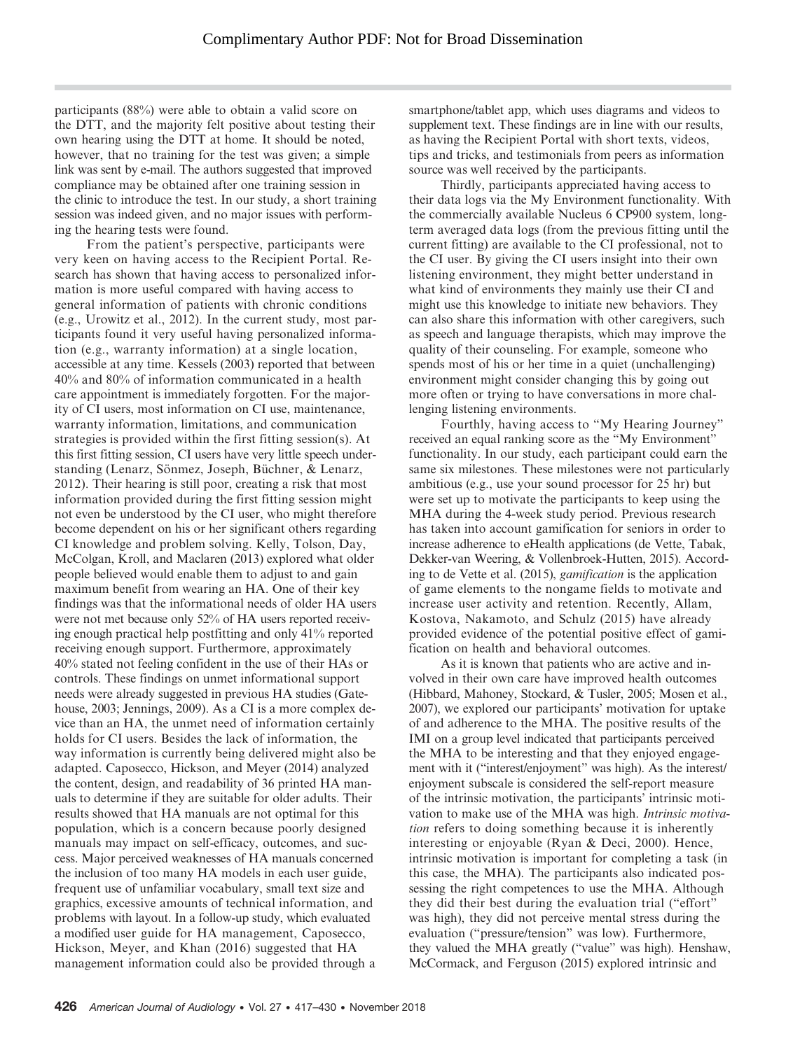participants (88%) were able to obtain a valid score on the DTT, and the majority felt positive about testing their own hearing using the DTT at home. It should be noted, however, that no training for the test was given; a simple link was sent by e-mail. The authors suggested that improved compliance may be obtained after one training session in the clinic to introduce the test. In our study, a short training session was indeed given, and no major issues with performing the hearing tests were found.

From the patient's perspective, participants were very keen on having access to the Recipient Portal. Research has shown that having access to personalized information is more useful compared with having access to general information of patients with chronic conditions (e.g., Urowitz et al., 2012). In the current study, most participants found it very useful having personalized information (e.g., warranty information) at a single location, accessible at any time. Kessels (2003) reported that between 40% and 80% of information communicated in a health care appointment is immediately forgotten. For the majority of CI users, most information on CI use, maintenance, warranty information, limitations, and communication strategies is provided within the first fitting session(s). At this first fitting session, CI users have very little speech understanding (Lenarz, Sönmez, Joseph, Büchner, & Lenarz, 2012). Their hearing is still poor, creating a risk that most information provided during the first fitting session might not even be understood by the CI user, who might therefore become dependent on his or her significant others regarding CI knowledge and problem solving. Kelly, Tolson, Day, McColgan, Kroll, and Maclaren (2013) explored what older people believed would enable them to adjust to and gain maximum benefit from wearing an HA. One of their key findings was that the informational needs of older HA users were not met because only 52% of HA users reported receiving enough practical help postfitting and only 41% reported receiving enough support. Furthermore, approximately 40% stated not feeling confident in the use of their HAs or controls. These findings on unmet informational support needs were already suggested in previous HA studies (Gatehouse, 2003; Jennings, 2009). As a CI is a more complex device than an HA, the unmet need of information certainly holds for CI users. Besides the lack of information, the way information is currently being delivered might also be adapted. Caposecco, Hickson, and Meyer (2014) analyzed the content, design, and readability of 36 printed HA manuals to determine if they are suitable for older adults. Their results showed that HA manuals are not optimal for this population, which is a concern because poorly designed manuals may impact on self-efficacy, outcomes, and success. Major perceived weaknesses of HA manuals concerned the inclusion of too many HA models in each user guide, frequent use of unfamiliar vocabulary, small text size and graphics, excessive amounts of technical information, and problems with layout. In a follow-up study, which evaluated a modified user guide for HA management, Caposecco, Hickson, Meyer, and Khan (2016) suggested that HA management information could also be provided through a smartphone/tablet app, which uses diagrams and videos to supplement text. These findings are in line with our results, as having the Recipient Portal with short texts, videos, tips and tricks, and testimonials from peers as information source was well received by the participants.

Thirdly, participants appreciated having access to their data logs via the My Environment functionality. With the commercially available Nucleus 6 CP900 system, long-term averaged data logs (from the previous fitting until the current fitting) are available to the CI professional, not to the CI user. By giving the CI users insight into their own listening environment, they might better understand in what kind of environments they mainly use their CI and might use this knowledge to initiate new behaviors. They can also share this information with other caregivers, such as speech and language therapists, which may improve the quality of their counseling. For example, someone who spends most of his or her time in a quiet (unchallenging) environment might consider changing this by going out more often or trying to have conversations in more challenging listening environments.

Fourthly, having access to "My Hearing Journey" received an equal ranking score as the "My Environment" functionality. In our study, each participant could earn the same six milestones. These milestones were not particularly ambitious (e.g., use your sound processor for 25 hr) but were set up to motivate the participants to keep using the MHA during the 4-week study period. Previous research has taken into account gamification for seniors in order to increase adherence to eHealth applications (de Vette, Tabak, Dekker-van Weering, & Vollenbroek-Hutten, 2015). According to de Vette et al. (2015), *gamification* is the application of game elements to the nongame fields to motivate and increase user activity and retention. Recently, Allam, Kostova, Nakamoto, and Schulz (2015) have already provided evidence of the potential positive effect of gamification on health and behavioral outcomes.

As it is known that patients who are active and involved in their own care have improved health outcomes (Hibbard, Mahoney, Stockard, & Tusler, 2005; Mosen et al., 2007), we explored our participants' motivation for uptake of and adherence to the MHA. The positive results of the IMI on a group level indicated that participants perceived the MHA to be interesting and that they enjoyed engagement with it ("interest/enjoyment" was high). As the interest/enjoyment subscale is considered the self-report measure of the intrinsic motivation, the participants' intrinsic motivation to make use of the MHA was high. *Intrinsic motivation* refers to doing something because it is inherently interesting or enjoyable (Ryan & Deci, 2000). Hence, intrinsic motivation is important for completing a task (in this case, the MHA). The participants also indicated possessing the right competences to use the MHA. Although they did their best during the evaluation trial ("effort" was high), they did not perceive mental stress during the evaluation ("pressure/tension" was low). Furthermore, they valued the MHA greatly ("value" was high). Henshaw, McCormack, and Ferguson (2015) explored intrinsic and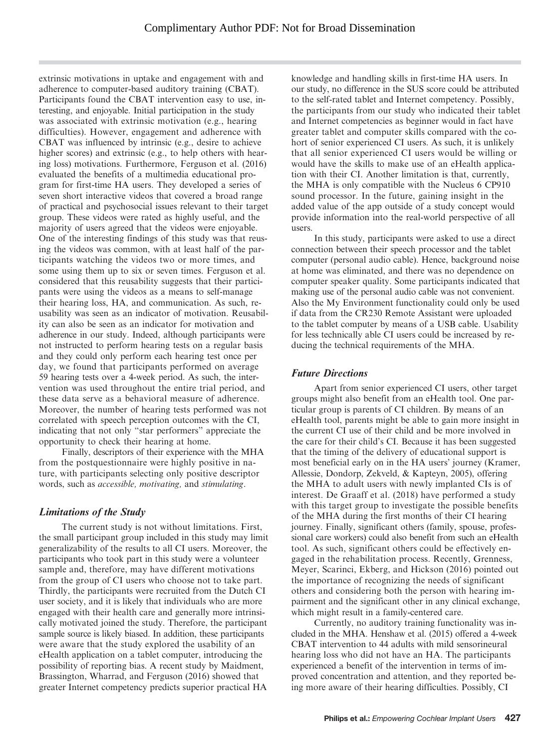extrinsic motivations in uptake and engagement with and adherence to computer-based auditory training (CBAT). Participants found the CBAT intervention easy to use, interesting, and enjoyable. Initial participation in the study was associated with extrinsic motivation (e.g., hearing difficulties). However, engagement and adherence with CBAT was influenced by intrinsic (e.g., desire to achieve higher scores) and extrinsic (e.g., to help others with hearing loss) motivations. Furthermore, Ferguson et al. (2016) evaluated the benefits of a multimedia educational program for first-time HA users. They developed a series of seven short interactive videos that covered a broad range of practical and psychosocial issues relevant to their target group. These videos were rated as highly useful, and the majority of users agreed that the videos were enjoyable. One of the interesting findings of this study was that reusing the videos was common, with at least half of the participants watching the videos two or more times, and some using them up to six or seven times. Ferguson et al. considered that this reusability suggests that their participants were using the videos as a means to self-manage their hearing loss, HA, and communication. As such, reusability was seen as an indicator of motivation. Reusability can also be seen as an indicator for motivation and adherence in our study. Indeed, although participants were not instructed to perform hearing tests on a regular basis and they could only perform each hearing test once per day, we found that participants performed on average 59 hearing tests over a 4-week period. As such, the intervention was used throughout the entire trial period, and these data serve as a behavioral measure of adherence. Moreover, the number of hearing tests performed was not correlated with speech perception outcomes with the CI, indicating that not only "star performers" appreciate the opportunity to check their hearing at home.

Finally, descriptors of their experience with the MHA from the postquestionnaire were highly positive in nature, with participants selecting only positive descriptor words, such as *accessible, motivating,* and *stimulating*.

### Limitations of the Study

The current study is not without limitations. First, the small participant group included in this study may limit generalizability of the results to all CI users. Moreover, the participants who took part in this study were a volunteer sample and, therefore, may have different motivations from the group of CI users who choose not to take part. Thirdly, the participants were recruited from the Dutch CI user society, and it is likely that individuals who are more engaged with their health care and generally more intrinsically motivated joined the study. Therefore, the participant sample source is likely biased. In addition, these participants were aware that the study explored the usability of an eHealth application on a tablet computer, introducing the possibility of reporting bias. A recent study by Maidment, Brassington, Wharrad, and Ferguson (2016) showed that greater Internet competency predicts superior practical HA knowledge and handling skills in first-time HA users. In our study, no difference in the SUS score could be attributed to the self-rated tablet and Internet competency. Possibly, the participants from our study who indicated their tablet and Internet competencies as beginner would in fact have greater tablet and computer skills compared with the cohort of senior experienced CI users. As such, it is unlikely that all senior experienced CI users would be willing or would have the skills to make use of an eHealth application with their CI. Another limitation is that, currently, the MHA is only compatible with the Nucleus 6 CP910 sound processor. In the future, gaining insight in the added value of the app outside of a study concept would provide information into the real-world perspective of all users.

In this study, participants were asked to use a direct connection between their speech processor and the tablet computer (personal audio cable). Hence, background noise at home was eliminated, and there was no dependence on computer speaker quality. Some participants indicated that making use of the personal audio cable was not convenient. Also the My Environment functionality could only be used if data from the CR230 Remote Assistant were uploaded to the tablet computer by means of a USB cable. Usability for less technically able CI users could be increased by reducing the technical requirements of the MHA.

### Future Directions

Apart from senior experienced CI users, other target groups might also benefit from an eHealth tool. One particular group is parents of CI children. By means of an eHealth tool, parents might be able to gain more insight in the current CI use of their child and be more involved in the care for their child's CI. Because it has been suggested that the timing of the delivery of educational support is most beneficial early on in the HA users' journey (Kramer, Allessie, Dondorp, Zekveld, & Kapteyn, 2005), offering the MHA to adult users with newly implanted CIs is of interest. De Graaff et al. (2018) have performed a study with this target group to investigate the possible benefits of the MHA during the first months of their CI hearing journey. Finally, significant others (family, spouse, professional care workers) could also benefit from such an eHealth tool. As such, significant others could be effectively engaged in the rehabilitation process. Recently, Grenness, Meyer, Scarinci, Ekberg, and Hickson (2016) pointed out the importance of recognizing the needs of significant others and considering both the person with hearing impairment and the significant other in any clinical exchange, which might result in a family-centered care.

Currently, no auditory training functionality was included in the MHA. Henshaw et al. (2015) offered a 4-week CBAT intervention to 44 adults with mild sensorineural hearing loss who did not have an HA. The participants experienced a benefit of the intervention in terms of improved concentration and attention, and they reported being more aware of their hearing difficulties. Possibly, CI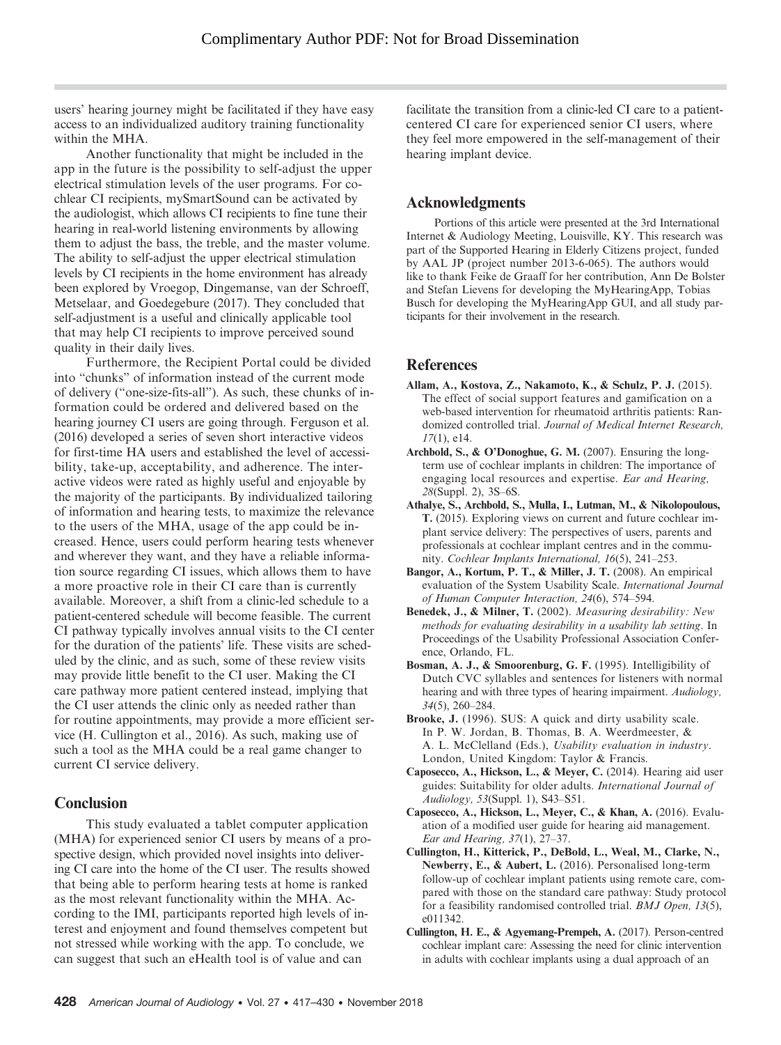users' hearing journey might be facilitated if they have easy access to an individualized auditory training functionality within the MHA.

Another functionality that might be included in the app in the future is the possibility to self-adjust the upper electrical stimulation levels of the user programs. For cochlear CI recipients, mySmartSound can be activated by the audiologist, which allows CI recipients to fine tune their hearing in real-world listening environments by allowing them to adjust the bass, the treble, and the master volume. The ability to self-adjust the upper electrical stimulation levels by CI recipients in the home environment has already been explored by Vroegop, Dingemanse, van der Schroeff, Metselaar, and Goedegebure (2017). They concluded that self-adjustment is a useful and clinically applicable tool that may help CI recipients to improve perceived sound quality in their daily lives.

Furthermore, the Recipient Portal could be divided into "chunks" of information instead of the current mode of delivery ("one-size-fits-all"). As such, these chunks of information could be ordered and delivered based on the hearing journey CI users are going through. Ferguson et al. (2016) developed a series of seven short interactive videos for first-time HA users and established the level of accessibility, take-up, acceptability, and adherence. The interactive videos were rated as highly useful and enjoyable by the majority of the participants. By individualized tailoring of information and hearing tests, to maximize the relevance to the users of the MHA, usage of the app could be increased. Hence, users could perform hearing tests whenever and wherever they want, and they have a reliable information source regarding CI issues, which allows them to have a more proactive role in their CI care than is currently available. Moreover, a shift from a clinic-led schedule to a patient-centered schedule will become feasible. The current CI pathway typically involves annual visits to the CI center for the duration of the patients' life. These visits are scheduled by the clinic, and as such, some of these review visits may provide little benefit to the CI user. Making the CI care pathway more patient centered instead, implying that the CI user attends the clinic only as needed rather than for routine appointments, may provide a more efficient service (H. Cullington et al., 2016). As such, making use of such a tool as the MHA could be a real game changer to current CI service delivery.

## Conclusion

This study evaluated a tablet computer application (MHA) for experienced senior CI users by means of a prospective design, which provided novel insights into delivering CI care into the home of the CI user. The results showed that being able to perform hearing tests at home is ranked as the most relevant functionality within the MHA. According to the IMI, participants reported high levels of interest and enjoyment and found themselves competent but not stressed while working with the app. To conclude, we can suggest that such an eHealth tool is of value and can facilitate the transition from a clinic-led CI care to a patient-centered CI care for experienced senior CI users, where they feel more empowered in the self-management of their hearing implant device.

## Acknowledgments

Portions of this article were presented at the 3rd International Internet & Audiology Meeting, Louisville, KY. This research was part of the Supported Hearing in Elderly Citizens project, funded by AAL JP (project number 2013-6-065). The authors would like to thank Feike de Graaff for her contribution, Ann De Bolster and Stefan Lievens for developing the MyHearingApp, Tobias Busch for developing the MyHearingApp GUI, and all study participants for their involvement in the research.

## References

**Allam, A., Kostova, Z., Nakamoto, K., & Schulz, P. J.** (2015). The effect of social support features and gamification on a web-based intervention for rheumatoid arthritis patients: Randomized controlled trial. *Journal of Medical Internet Research, 17*(1), e14.

**Archbold, S., & O'Donoghue, G. M.** (2007). Ensuring the long-term use of cochlear implants in children: The importance of engaging local resources and expertise. *Ear and Hearing, 28*(Suppl. 2), 3S–6S.

**Athalye, S., Archbold, S., Mulla, I., Lutman, M., & Nikolopoulous, T.** (2015). Exploring views on current and future cochlear implant service delivery: The perspectives of users, parents and professionals at cochlear implant centres and in the community. *Cochlear Implants International, 16*(5), 241–253.

**Bangor, A., Kortum, P. T., & Miller, J. T.** (2008). An empirical evaluation of the System Usability Scale. *International Journal of Human Computer Interaction, 24*(6), 574–594.

**Benedek, J., & Milner, T.** (2002). *Measuring desirability: New methods for evaluating desirability in a usability lab setting*. In Proceedings of the Usability Professional Association Conference, Orlando, FL.

**Bosman, A. J., & Smoorenburg, G. F.** (1995). Intelligibility of Dutch CVC syllables and sentences for listeners with normal hearing and with three types of hearing impairment. *Audiology, 34*(5), 260–284.

**Brooke, J.** (1996). SUS: A quick and dirty usability scale. In P. W. Jordan, B. Thomas, B. A. Weerdmeester, & A. L. McClelland (Eds.), *Usability evaluation in industry*. London, United Kingdom: Taylor & Francis.

**Caposecco, A., Hickson, L., & Meyer, C.** (2014). Hearing aid user guides: Suitability for older adults. *International Journal of Audiology, 53*(Suppl. 1), S43–S51.

**Caposecco, A., Hickson, L., Meyer, C., & Khan, A.** (2016). Evaluation of a modified user guide for hearing aid management. *Ear and Hearing, 37*(1), 27–37.

**Cullington, H., Kitterick, P., DeBold, L., Weal, M., Clarke, N., Newberry, E., & Aubert, L.** (2016). Personalised long-term follow-up of cochlear implant patients using remote care, compared with those on the standard care pathway: Study protocol for a feasibility randomised controlled trial. *BMJ Open, 13*(5), e011342.

**Cullington, H. E., & Agyemang-Prempeh, A.** (2017). Person-centred cochlear implant care: Assessing the need for clinic intervention in adults with cochlear implants using a dual approach of an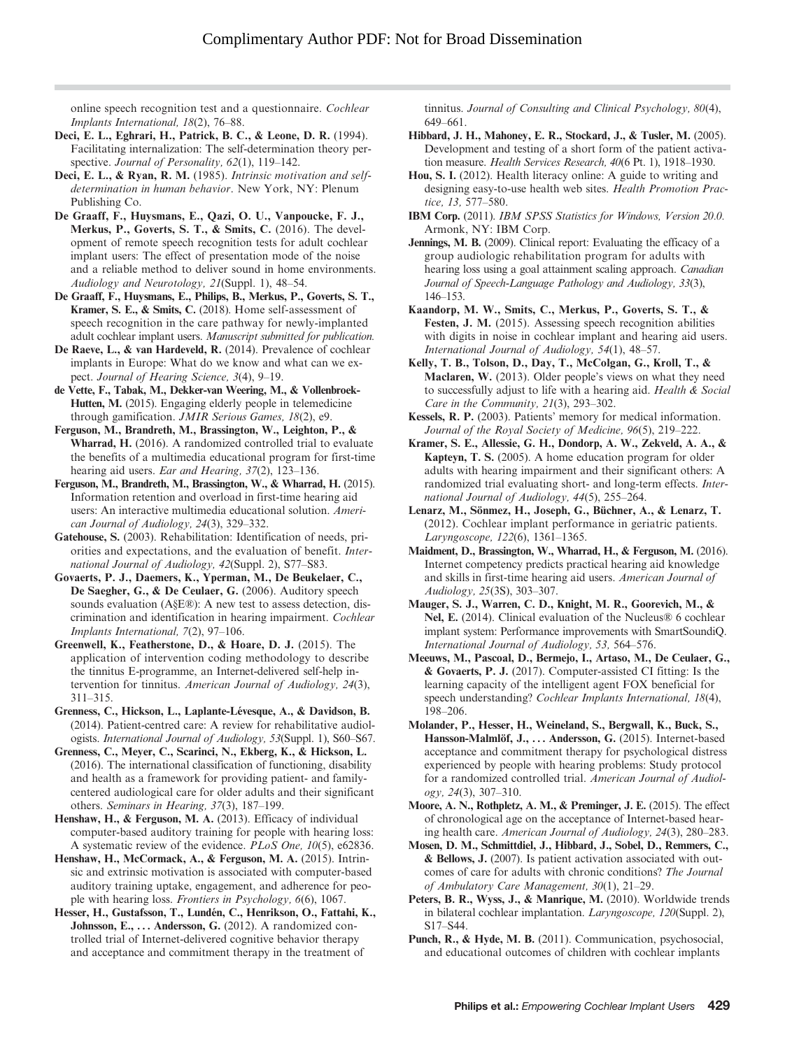online speech recognition test and a questionnaire. *Cochlear Implants International, 18*(2), 76–88.

**Deci, E. L., Eghrari, H., Patrick, B. C., & Leone, D. R.** (1994). Facilitating internalization: The self-determination theory perspective. *Journal of Personality, 62*(1), 119–142.

**Deci, E. L., & Ryan, R. M.** (1985). *Intrinsic motivation and self-determination in human behavior*. New York, NY: Plenum Publishing Co.

**De Graaff, F., Huysmans, E., Qazi, O. U., Vanpoucke, F. J., Merkus, P., Goverts, S. T., & Smits, C.** (2016). The development of remote speech recognition tests for adult cochlear implant users: The effect of presentation mode of the noise and a reliable method to deliver sound in home environments. *Audiology and Neurotology, 21*(Suppl. 1), 48–54.

**De Graaff, F., Huysmans, E., Philips, B., Merkus, P., Goverts, S. T., Kramer, S. E., & Smits, C.** (2018). Home self-assessment of speech recognition in the care pathway for newly-implanted adult cochlear implant users. *Manuscript submitted for publication.*

**De Raeve, L., & van Hardeveld, R.** (2014). Prevalence of cochlear implants in Europe: What do we know and what can we expect. *Journal of Hearing Science, 3*(4), 9–19.

**de Vette, F., Tabak, M., Dekker-van Weering, M., & Vollenbroek-Hutten, M.** (2015). Engaging elderly people in telemedicine through gamification. *JMIR Serious Games, 18*(2), e9.

**Ferguson, M., Brandreth, M., Brassington, W., Leighton, P., & Wharrad, H.** (2016). A randomized controlled trial to evaluate the benefits of a multimedia educational program for first-time hearing aid users. *Ear and Hearing, 37*(2), 123–136.

**Ferguson, M., Brandreth, M., Brassington, W., & Wharrad, H.** (2015). Information retention and overload in first-time hearing aid users: An interactive multimedia educational solution. *American Journal of Audiology, 24*(3), 329–332.

**Gatehouse, S.** (2003). Rehabilitation: Identification of needs, priorities and expectations, and the evaluation of benefit. *International Journal of Audiology, 42*(Suppl. 2), S77–S83.

**Govaerts, P. J., Daemers, K., Yperman, M., De Beukelaer, C., De Saegher, G., & De Ceulaer, G.** (2006). Auditory speech sounds evaluation (A§E®): A new test to assess detection, discrimination and identification in hearing impairment. *Cochlear Implants International, 7*(2), 97–106.

**Greenwell, K., Featherstone, D., & Hoare, D. J.** (2015). The application of intervention coding methodology to describe the tinnitus E-programme, an Internet-delivered self-help intervention for tinnitus. *American Journal of Audiology, 24*(3), 311–315.

**Grenness, C., Hickson, L., Laplante-Lévesque, A., & Davidson, B.** (2014). Patient-centred care: A review for rehabilitative audiologists. *International Journal of Audiology, 53*(Suppl. 1), S60–S67.

**Grenness, C., Meyer, C., Scarinci, N., Ekberg, K., & Hickson, L.** (2016). The international classification of functioning, disability and health as a framework for providing patient- and family-centered audiological care for older adults and their significant others. *Seminars in Hearing, 37*(3), 187–199.

**Henshaw, H., & Ferguson, M. A.** (2013). Efficacy of individual computer-based auditory training for people with hearing loss: A systematic review of the evidence. *PLoS One, 10*(5), e62836.

**Henshaw, H., McCormack, A., & Ferguson, M. A.** (2015). Intrinsic and extrinsic motivation is associated with computer-based auditory training uptake, engagement, and adherence for people with hearing loss. *Frontiers in Psychology, 6*(6), 1067.

**Hesser, H., Gustafsson, T., Lundén, C., Henrikson, O., Fattahi, K., Johnsson, E., . . . Andersson, G.** (2012). A randomized controlled trial of Internet-delivered cognitive behavior therapy and acceptance and commitment therapy in the treatment of tinnitus. *Journal of Consulting and Clinical Psychology, 80*(4), 649–661.

**Hibbard, J. H., Mahoney, E. R., Stockard, J., & Tusler, M.** (2005). Development and testing of a short form of the patient activation measure. *Health Services Research, 40*(6 Pt. 1), 1918–1930.

**Hou, S. I.** (2012). Health literacy online: A guide to writing and designing easy-to-use health web sites. *Health Promotion Practice, 13,* 577–580.

**IBM Corp.** (2011). *IBM SPSS Statistics for Windows, Version 20.0.* Armonk, NY: IBM Corp.

**Jennings, M. B.** (2009). Clinical report: Evaluating the efficacy of a group audiologic rehabilitation program for adults with hearing loss using a goal attainment scaling approach. *Canadian Journal of Speech-Language Pathology and Audiology, 33*(3), 146–153.

**Kaandorp, M. W., Smits, C., Merkus, P., Goverts, S. T., & Festen, J. M.** (2015). Assessing speech recognition abilities with digits in noise in cochlear implant and hearing aid users. *International Journal of Audiology, 54*(1), 48–57.

**Kelly, T. B., Tolson, D., Day, T., McColgan, G., Kroll, T., & Maclaren, W.** (2013). Older people's views on what they need to successfully adjust to life with a hearing aid. *Health & Social Care in the Community, 21*(3), 293–302.

**Kessels, R. P.** (2003). Patients' memory for medical information. *Journal of the Royal Society of Medicine, 96*(5), 219–222.

**Kramer, S. E., Allessie, G. H., Dondorp, A. W., Zekveld, A. A., & Kapteyn, T. S.** (2005). A home education program for older adults with hearing impairment and their significant others: A randomized trial evaluating short- and long-term effects. *International Journal of Audiology, 44*(5), 255–264.

**Lenarz, M., Sönmez, H., Joseph, G., Büchner, A., & Lenarz, T.** (2012). Cochlear implant performance in geriatric patients. *Laryngoscope, 122*(6), 1361–1365.

**Maidment, D., Brassington, W., Wharrad, H., & Ferguson, M.** (2016). Internet competency predicts practical hearing aid knowledge and skills in first-time hearing aid users. *American Journal of Audiology, 25*(3S), 303–307.

**Mauger, S. J., Warren, C. D., Knight, M. R., Goorevich, M., & Nel, E.** (2014). Clinical evaluation of the Nucleus® 6 cochlear implant system: Performance improvements with SmartSoundiQ. *International Journal of Audiology, 53,* 564–576.

**Meeuws, M., Pascoal, D., Bermejo, I., Artaso, M., De Ceulaer, G., & Govaerts, P. J.** (2017). Computer-assisted CI fitting: Is the learning capacity of the intelligent agent FOX beneficial for speech understanding? *Cochlear Implants International, 18*(4), 198–206.

**Molander, P., Hesser, H., Weineland, S., Bergwall, K., Buck, S., Hansson-Malmlöf, J., . . . Andersson, G.** (2015). Internet-based acceptance and commitment therapy for psychological distress experienced by people with hearing problems: Study protocol for a randomized controlled trial. *American Journal of Audiology, 24*(3), 307–310.

**Moore, A. N., Rothpletz, A. M., & Preminger, J. E.** (2015). The effect of chronological age on the acceptance of Internet-based hearing health care. *American Journal of Audiology, 24*(3), 280–283.

**Mosen, D. M., Schmittdiel, J., Hibbard, J., Sobel, D., Remmers, C., & Bellows, J.** (2007). Is patient activation associated with outcomes of care for adults with chronic conditions? *The Journal of Ambulatory Care Management, 30*(1), 21–29.

**Peters, B. R., Wyss, J., & Manrique, M.** (2010). Worldwide trends in bilateral cochlear implantation. *Laryngoscope, 120*(Suppl. 2), S17–S44.

**Punch, R., & Hyde, M. B.** (2011). Communication, psychosocial, and educational outcomes of children with cochlear implants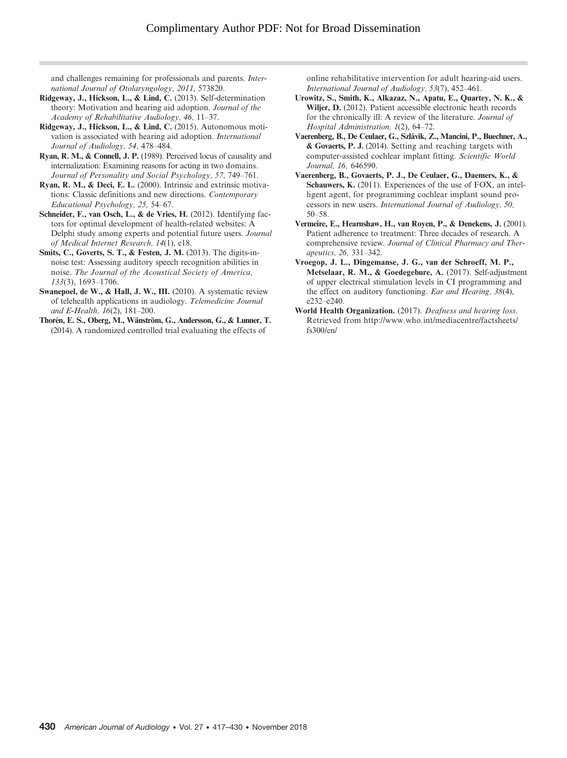and challenges remaining for professionals and parents. *International Journal of Otolaryngology, 2011,* 573820.

**Ridgeway, J., Hickson, L., & Lind, C.** (2013). Self-determination theory: Motivation and hearing aid adoption. *Journal of the Academy of Rehabilitative Audiology, 46,* 11–37.

**Ridgeway, J., Hickson, L., & Lind, C.** (2015). Autonomous motivation is associated with hearing aid adoption. *International Journal of Audiology, 54,* 478–484.

**Ryan, R. M., & Connell, J. P.** (1989). Perceived locus of causality and internalization: Examining reasons for acting in two domains. *Journal of Personality and Social Psychology, 57,* 749–761.

**Ryan, R. M., & Deci, E. L.** (2000). Intrinsic and extrinsic motivations: Classic definitions and new directions. *Contemporary Educational Psychology, 25,* 54–67.

**Schneider, F., van Osch, L., & de Vries, H.** (2012). Identifying factors for optimal development of health-related websites: A Delphi study among experts and potential future users. *Journal of Medical Internet Research, 14*(1), e18.

**Smits, C., Goverts, S. T., & Festen, J. M.** (2013). The digits-in-noise test: Assessing auditory speech recognition abilities in noise. *The Journal of the Acoustical Society of America, 133*(3), 1693–1706.

**Swanepoel, de W., & Hall, J. W., III.** (2010). A systematic review of telehealth applications in audiology. *Telemedicine Journal and E-Health, 16*(2), 181–200.

**Thorén, E. S., Oberg, M., Wänström, G., Andersson, G., & Lunner, T.** (2014). A randomized controlled trial evaluating the effects of online rehabilitative intervention for adult hearing-aid users. *International Journal of Audiology, 53*(7), 452–461.

**Urowitz, S., Smith, K., Alkazaz, N., Apatu, E., Quartey, N. K., & Wiljer, D.** (2012). Patient accessible electronic heath records for the chronically ill: A review of the literature. *Journal of Hospital Administration, 1*(2), 64–72.

**Vaerenberg, B., De Ceulaer, G., Szlávik, Z., Mancini, P., Buechner, A., & Govaerts, P. J.** (2014). Setting and reaching targets with computer-assisted cochlear implant fitting. *Scientific World Journal, 16,* 646590.

**Vaerenberg, B., Govaerts, P. J., De Ceulaer, G., Daemers, K., & Schauwers, K.** (2011). Experiences of the use of FOX, an intelligent agent, for programming cochlear implant sound processors in new users. *International Journal of Audiology, 50,* 50–58.

**Vermeire, E., Hearnshaw, H., van Royen, P., & Denekens, J.** (2001). Patient adherence to treatment: Three decades of research. A comprehensive review. *Journal of Clinical Pharmacy and Therapeutics, 26,* 331–342.

**Vroegop, J. L., Dingemanse, J. G., van der Schroeff, M. P., Metselaar, R. M., & Goedegebure, A.** (2017). Self-adjustment of upper electrical stimulation levels in CI programming and the effect on auditory functioning. *Ear and Hearing, 38*(4), e232–e240.

**World Health Organization.** (2017). *Deafness and hearing loss.* Retrieved from http://www.who.int/mediacentre/factsheets/fs300/en/